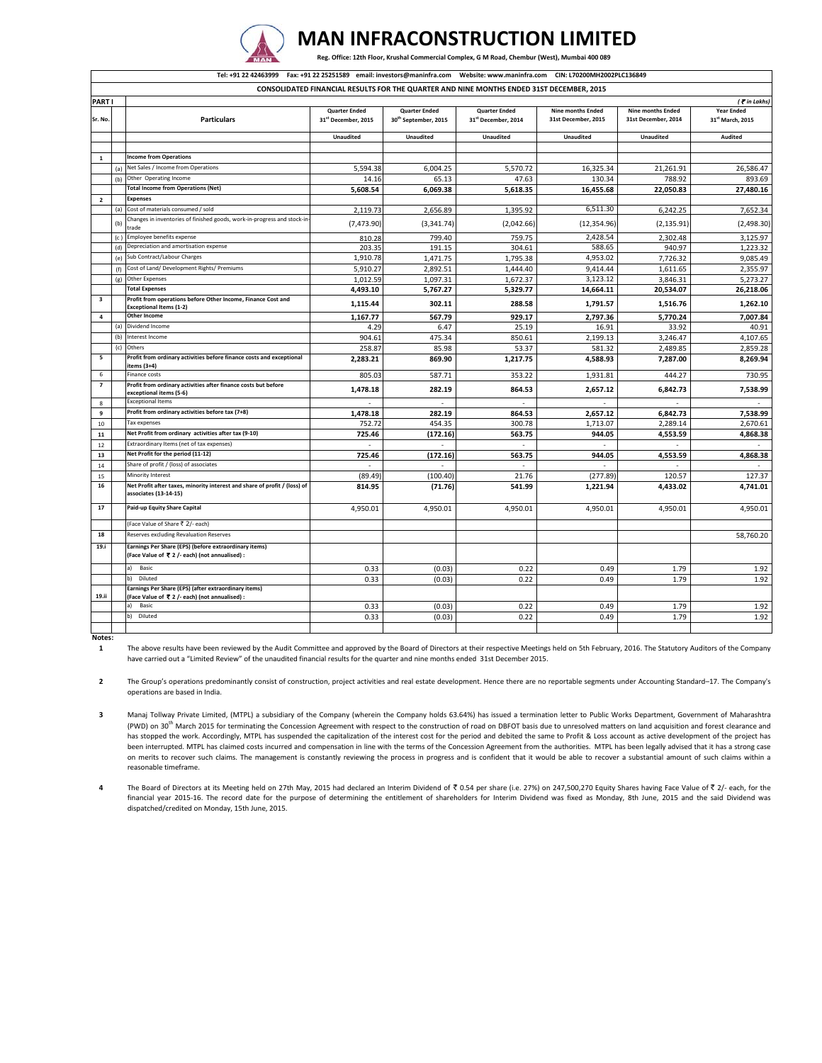# MAN INFRACONSTRUCTION LIMITED

**Reg. Office: 12th Floor, Krushal Commercial Complex, G M Road, Chembur (West), Mumbai 400 089**

Tel: +91 22 42463999 Fax: +91 22 25251589 email: investors@maninfra.com Website: www.maninfra.com CIN: L70200MH2002PLC136849

**CONSOLIDATED FINANCIAL RESULTS FOR THE QUARTER AND NINE MONTHS ENDED 31ST DECEMBER, 2015**

**PART I** *(₹ in Lakhs)*

| Sr. No. | | Particulars | Quarter Ended 31st December, 2015 | Quarter Ended 30th September, 2015 | Quarter Ended 31st December, 2014 | Nine months Ended 31st December, 2015 | Nine months Ended 31st December, 2014 | Year Ended 31st March, 2015 |
|---|---|---|---|---|---|---|---|---|
| | | | Unaudited | Unaudited | Unaudited | Unaudited | Unaudited | Audited |
| 1 | | **Income from Operations** | | | | | | |
| | (a) | Net Sales / Income from Operations | 5,594.38 | 6,004.25 | 5,570.72 | 16,325.34 | 21,261.91 | 26,586.47 |
| | (b) | Other Operating Income | 14.16 | 65.13 | 47.63 | 130.34 | 788.92 | 893.69 |
| | | **Total Income from Operations (Net)** | **5,608.54** | **6,069.38** | **5,618.35** | **16,455.68** | **22,050.83** | **27,480.16** |
| 2 | | **Expenses** | | | | | | |
| | (a) | Cost of materials consumed / sold | 2,119.73 | 2,656.89 | 1,395.92 | 6,511.30 | 6,242.25 | 7,652.34 |
| | (b) | Changes in inventories of finished goods, work-in-progress and stock-in-trade | (7,473.90) | (3,341.74) | (2,042.66) | (12,354.96) | (2,135.91) | (2,498.30) |
| | (c) | Employee benefits expense | 810.28 | 799.40 | 759.75 | 2,428.54 | 2,302.48 | 3,125.97 |
| | (d) | Depreciation and amortisation expense | 203.35 | 191.15 | 304.61 | 588.65 | 940.97 | 1,223.32 |
| | (e) | Sub Contract/Labour Charges | 1,910.78 | 1,471.75 | 1,795.38 | 4,953.02 | 7,726.32 | 9,085.49 |
| | (f) | Cost of Land/ Development Rights/ Premiums | 5,910.27 | 2,892.51 | 1,444.40 | 9,414.44 | 1,611.65 | 2,355.97 |
| | (g) | Other Expenses | 1,012.59 | 1,097.31 | 1,672.37 | 3,123.12 | 3,846.31 | 5,273.27 |
| | | **Total Expenses** | **4,493.10** | **5,767.27** | **5,329.77** | **14,664.11** | **20,534.07** | **26,218.06** |
| 3 | | **Profit from operations before Other Income, Finance Cost and Exceptional Items (1-2)** | **1,115.44** | **302.11** | **288.58** | **1,791.57** | **1,516.76** | **1,262.10** |
| 4 | | **Other Income** | **1,167.77** | **567.79** | **929.17** | **2,797.36** | **5,770.24** | **7,007.84** |
| | (a) | Dividend Income | 4.29 | 6.47 | 25.19 | 16.91 | 33.92 | 40.91 |
| | (b) | Interest Income | 904.61 | 475.34 | 850.61 | 2,199.13 | 3,246.47 | 4,107.65 |
| | (c) | Others | 258.87 | 85.98 | 53.37 | 581.32 | 2,489.85 | 2,859.28 |
| 5 | | **Profit from ordinary activities before finance costs and exceptional items (3+4)** | **2,283.21** | **869.90** | **1,217.75** | **4,588.93** | **7,287.00** | **8,269.94** |
| 6 | | Finance costs | 805.03 | 587.71 | 353.22 | 1,931.81 | 444.27 | 730.95 |
| 7 | | **Profit from ordinary activities after finance costs but before exceptional items (5-6)** | **1,478.18** | **282.19** | **864.53** | **2,657.12** | **6,842.73** | **7,538.99** |
| 8 | | Exceptional Items | - | - | - | - | - | - |
| 9 | | **Profit from ordinary activities before tax (7+8)** | **1,478.18** | **282.19** | **864.53** | **2,657.12** | **6,842.73** | **7,538.99** |
| 10 | | Tax expenses | 752.72 | 454.35 | 300.78 | 1,713.07 | 2,289.14 | 2,670.61 |
| 11 | | **Net Profit from ordinary activities after tax (9-10)** | **725.46** | **(172.16)** | **563.75** | **944.05** | **4,553.59** | **4,868.38** |
| 12 | | Extraordinary Items (net of tax expenses) | - | - | - | - | - | - |
| 13 | | **Net Profit for the period (11-12)** | **725.46** | **(172.16)** | **563.75** | **944.05** | **4,553.59** | **4,868.38** |
| 14 | | Share of profit / (loss) of associates | - | - | - | - | - | - |
| 15 | | Minority Interest | (89.49) | (100.40) | 21.76 | (277.89) | 120.57 | 127.37 |
| 16 | | **Net Profit after taxes, minority interest and share of profit / (loss) of associates (13-14-15)** | **814.95** | **(71.76)** | **541.99** | **1,221.94** | **4,433.02** | **4,741.01** |
| 17 | | **Paid-up Equity Share Capital** | 4,950.01 | 4,950.01 | 4,950.01 | 4,950.01 | 4,950.01 | 4,950.01 |
| | | (Face Value of Share ₹ 2/- each) | | | | | | |
| 18 | | Reserves excluding Revaluation Reserves | | | | | | 58,760.20 |
| 19.i | | **Earnings Per Share (EPS) (before extraordinary items) (Face Value of ₹ 2 /- each) (not annualised) :** | | | | | | |
| | | a) Basic | 0.33 | (0.03) | 0.22 | 0.49 | 1.79 | 1.92 |
| | | b) Diluted | 0.33 | (0.03) | 0.22 | 0.49 | 1.79 | 1.92 |
| 19.ii | | **Earnings Per Share (EPS) (after extraordinary items) (Face Value of ₹ 2 /- each) (not annualised) :** | | | | | | |
| | | a) Basic | 0.33 | (0.03) | 0.22 | 0.49 | 1.79 | 1.92 |
| | | b) Diluted | 0.33 | (0.03) | 0.22 | 0.49 | 1.79 | 1.92 |

**Notes:**

1. The above results have been reviewed by the Audit Committee and approved by the Board of Directors at their respective Meetings held on 5th February, 2016. The Statutory Auditors of the Company have carried out a "Limited Review" of the unaudited financial results for the quarter and nine months ended 31st December 2015.

2. The Group's operations predominantly consist of construction, project activities and real estate development. Hence there are no reportable segments under Accounting Standard–17. The Company's operations are based in India.

3. Manaj Tollway Private Limited, (MTPL) a subsidiary of the Company (wherein the Company holds 63.64%) has issued a termination letter to Public Works Department, Government of Maharashtra (PWD) on 30th March 2015 for terminating the Concession Agreement with respect to the construction of road on DBFOT basis due to unresolved matters on land acquisition and forest clearance and has stopped the work. Accordingly, MTPL has suspended the capitalization of the interest cost for the period and debited the same to Profit & Loss account as active development of the project has been interrupted. MTPL has claimed costs incurred and compensation in line with the terms of the Concession Agreement from the authorities. MTPL has been legally advised that it has a strong case on merits to recover such claims. The management is constantly reviewing the process in progress and is confident that it would be able to recover a substantial amount of such claims within a reasonable timeframe.

4. The Board of Directors at its Meeting held on 27th May, 2015 had declared an Interim Dividend of ₹ 0.54 per share (i.e. 27%) on 247,500,270 Equity Shares having Face Value of ₹ 2/- each, for the financial year 2015-16. The record date for the purpose of determining the entitlement of shareholders for Interim Dividend was fixed as Monday, 8th June, 2015 and the said Dividend was dispatched/credited on Monday, 15th June, 2015.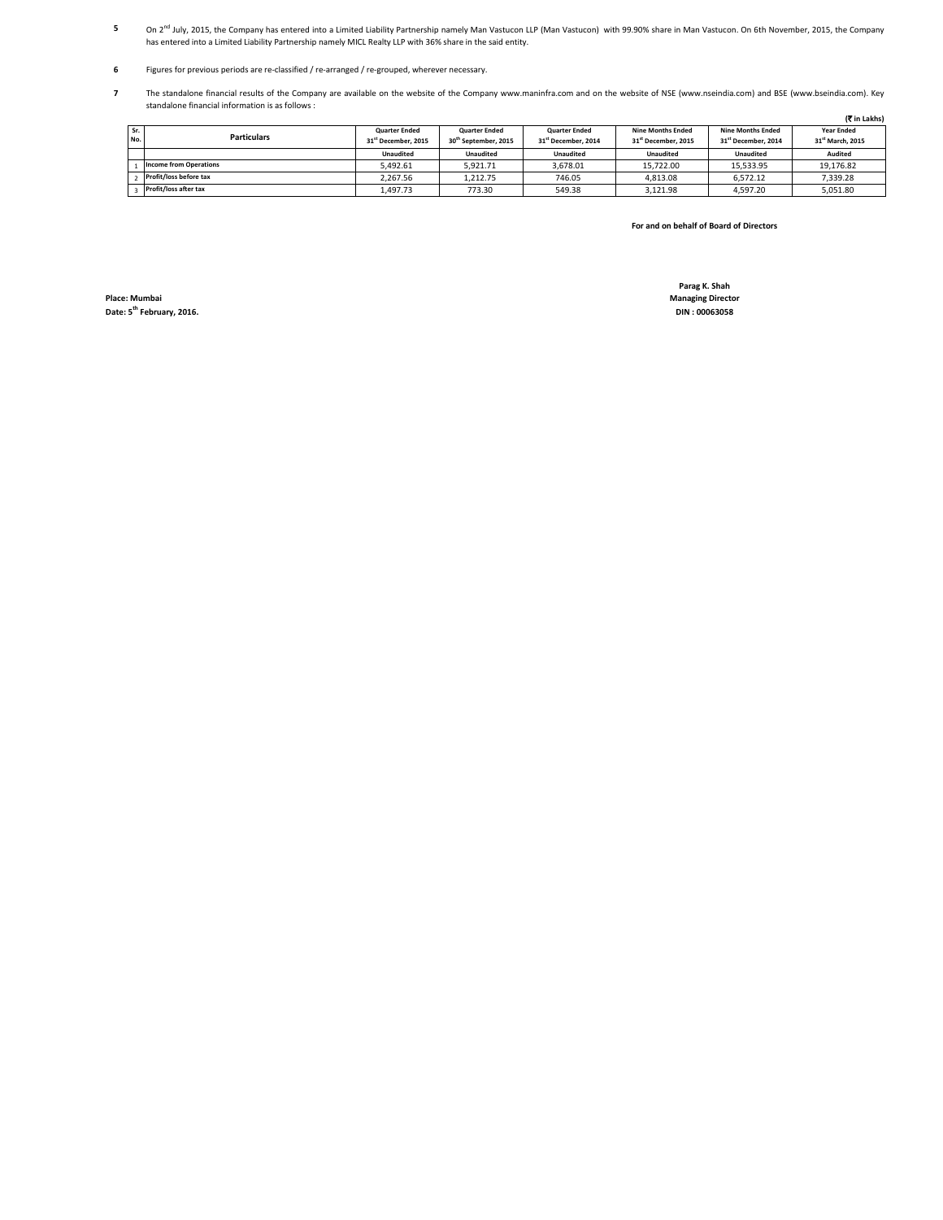5. On 2nd July, 2015, the Company has entered into a Limited Liability Partnership namely Man Vastucon LLP (Man Vastucon) with 99.90% share in Man Vastucon. On 6th November, 2015, the Company has entered into a Limited Liability Partnership namely MICL Realty LLP with 36% share in the said entity.

6. Figures for previous periods are re-classified / re-arranged / re-grouped, wherever necessary.

7. The standalone financial results of the Company are available on the website of the Company www.maninfra.com and on the website of NSE (www.nseindia.com) and BSE (www.bseindia.com). Key standalone financial information is as follows :

**(₹ in Lakhs)**

| Sr. No. | Particulars | Quarter Ended 31st December, 2015 | Quarter Ended 30th September, 2015 | Quarter Ended 31st December, 2014 | Nine Months Ended 31st December, 2015 | Nine Months Ended 31st December, 2014 | Year Ended 31st March, 2015 |
|---|---|---|---|---|---|---|---|
| | | Unaudited | Unaudited | Unaudited | Unaudited | Unaudited | Audited |
| 1 | Income from Operations | 5,492.61 | 5,921.71 | 3,678.01 | 15,722.00 | 15,533.95 | 19,176.82 |
| 2 | Profit/loss before tax | 2,267.56 | 1,212.75 | 746.05 | 4,813.08 | 6,572.12 | 7,339.28 |
| 3 | Profit/loss after tax | 1,497.73 | 773.30 | 549.38 | 3,121.98 | 4,597.20 | 5,051.80 |

**For and on behalf of Board of Directors**

**Parag K. Shah**
**Managing Director**
**DIN : 00063058**

**Place: Mumbai**
**Date: 5th February, 2016.**